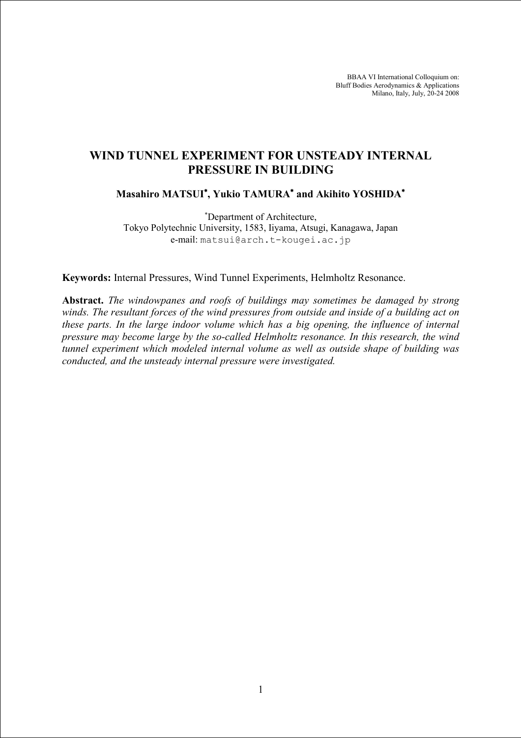BBAA VI International Colloquium on:
Bluff Bodies Aerodynamics & Applications
Milano, Italy, July, 20-24 2008

# WIND TUNNEL EXPERIMENT FOR UNSTEADY INTERNAL PRESSURE IN BUILDING

**Masahiro MATSUI[*], Yukio TAMURA[*] and Akihito YOSHIDA[*]**

[*]Department of Architecture,
Tokyo Polytechnic University, 1583, Iiyama, Atsugi, Kanagawa, Japan
e-mail: matsui@arch.t-kougei.ac.jp

**Keywords:** Internal Pressures, Wind Tunnel Experiments, Helmholtz Resonance.

**Abstract.** *The windowpanes and roofs of buildings may sometimes be damaged by strong winds. The resultant forces of the wind pressures from outside and inside of a building act on these parts. In the large indoor volume which has a big opening, the influence of internal pressure may become large by the so-called Helmholtz resonance. In this research, the wind tunnel experiment which modeled internal volume as well as outside shape of building was conducted, and the unsteady internal pressure were investigated.*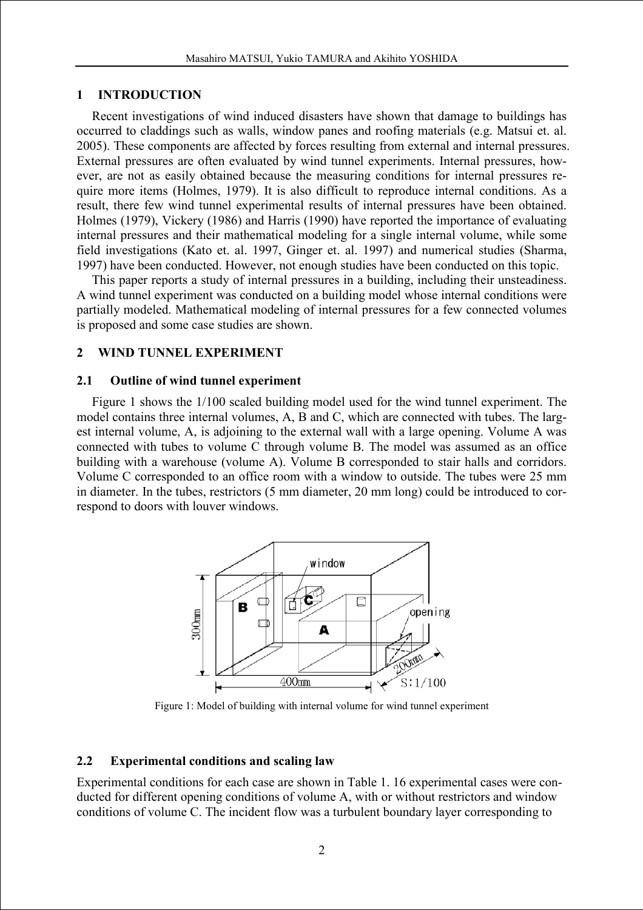## 1 INTRODUCTION

Recent investigations of wind induced disasters have shown that damage to buildings has occurred to claddings such as walls, window panes and roofing materials (e.g. Matsui et. al. 2005). These components are affected by forces resulting from external and internal pressures. External pressures are often evaluated by wind tunnel experiments. Internal pressures, however, are not as easily obtained because the measuring conditions for internal pressures require more items (Holmes, 1979). It is also difficult to reproduce internal conditions. As a result, there few wind tunnel experimental results of internal pressures have been obtained. Holmes (1979), Vickery (1986) and Harris (1990) have reported the importance of evaluating internal pressures and their mathematical modeling for a single internal volume, while some field investigations (Kato et. al. 1997, Ginger et. al. 1997) and numerical studies (Sharma, 1997) have been conducted. However, not enough studies have been conducted on this topic.

This paper reports a study of internal pressures in a building, including their unsteadiness. A wind tunnel experiment was conducted on a building model whose internal conditions were partially modeled. Mathematical modeling of internal pressures for a few connected volumes is proposed and some case studies are shown.

## 2 WIND TUNNEL EXPERIMENT

### 2.1 Outline of wind tunnel experiment

Figure 1 shows the 1/100 scaled building model used for the wind tunnel experiment. The model contains three internal volumes, A, B and C, which are connected with tubes. The largest internal volume, A, is adjoining to the external wall with a large opening. Volume A was connected with tubes to volume C through volume B. The model was assumed as an office building with a warehouse (volume A). Volume B corresponded to stair halls and corridors. Volume C corresponded to an office room with a window to outside. The tubes were 25 mm in diameter. In the tubes, restrictors (5 mm diameter, 20 mm long) could be introduced to correspond to doors with louver windows.

Figure 1: Model of building with internal volume for wind tunnel experiment

### 2.2 Experimental conditions and scaling law

Experimental conditions for each case are shown in Table 1. 16 experimental cases were conducted for different opening conditions of volume A, with or without restrictors and window conditions of volume C. The incident flow was a turbulent boundary layer corresponding to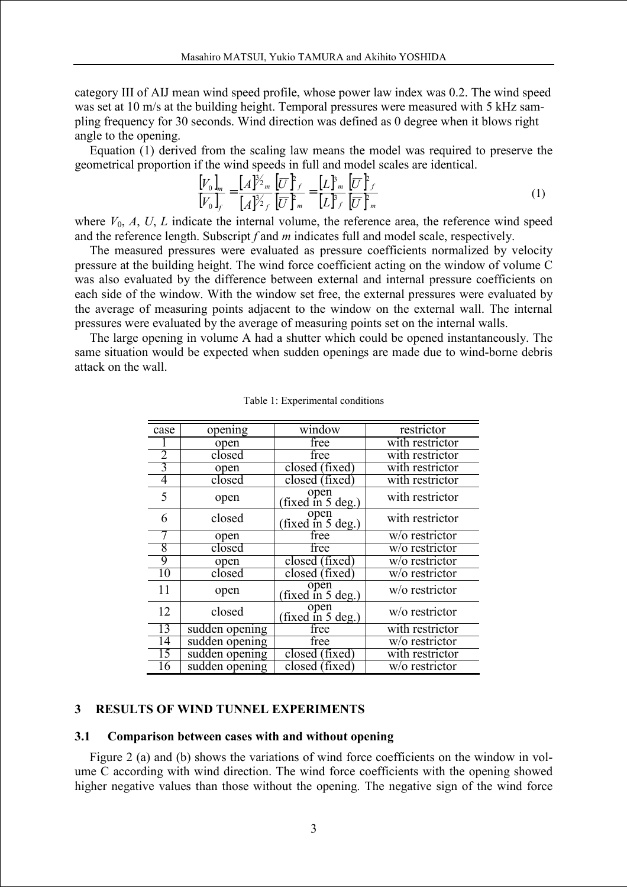category III of AIJ mean wind speed profile, whose power law index was 0.2. The wind speed was set at 10 m/s at the building height. Temporal pressures were measured with 5 kHz sampling frequency for 30 seconds. Wind direction was defined as 0 degree when it blows right angle to the opening.

Equation (1) derived from the scaling law means the model was required to preserve the geometrical proportion if the wind speeds in full and model scales are identical.

$$\frac{[V_0]_m}{[V_0]_f} = \frac{[A]^{3/2}_m}{[A]^{3/2}_f}\frac{[\overline{U}]^2_f}{[\overline{U}]^2_m} = \frac{[L]^3_m}{[L]^3_f}\frac{[\overline{U}]^2_f}{[\overline{U}]^2_m} \tag{1}$$

where $V_0$, $A$, $U$, $L$ indicate the internal volume, the reference area, the reference wind speed and the reference length. Subscript $f$ and $m$ indicates full and model scale, respectively.

The measured pressures were evaluated as pressure coefficients normalized by velocity pressure at the building height. The wind force coefficient acting on the window of volume C was also evaluated by the difference between external and internal pressure coefficients on each side of the window. With the window set free, the external pressures were evaluated by the average of measuring points adjacent to the window on the external wall. The internal pressures were evaluated by the average of measuring points set on the internal walls.

The large opening in volume A had a shutter which could be opened instantaneously. The same situation would be expected when sudden openings are made due to wind-borne debris attack on the wall.

Table 1: Experimental conditions

| case | opening | window | restrictor |
|---|---|---|---|
| 1 | open | free | with restrictor |
| 2 | closed | free | with restrictor |
| 3 | open | closed (fixed) | with restrictor |
| 4 | closed | closed (fixed) | with restrictor |
| 5 | open | open (fixed in 5 deg.) | with restrictor |
| 6 | closed | open (fixed in 5 deg.) | with restrictor |
| 7 | open | free | w/o restrictor |
| 8 | closed | free | w/o restrictor |
| 9 | open | closed (fixed) | w/o restrictor |
| 10 | closed | closed (fixed) | w/o restrictor |
| 11 | open | open (fixed in 5 deg.) | w/o restrictor |
| 12 | closed | open (fixed in 5 deg.) | w/o restrictor |
| 13 | sudden opening | free | with restrictor |
| 14 | sudden opening | free | w/o restrictor |
| 15 | sudden opening | closed (fixed) | with restrictor |
| 16 | sudden opening | closed (fixed) | w/o restrictor |

## 3 RESULTS OF WIND TUNNEL EXPERIMENTS

### 3.1 Comparison between cases with and without opening

Figure 2 (a) and (b) shows the variations of wind force coefficients on the window in volume C according with wind direction. The wind force coefficients with the opening showed higher negative values than those without the opening. The negative sign of the wind force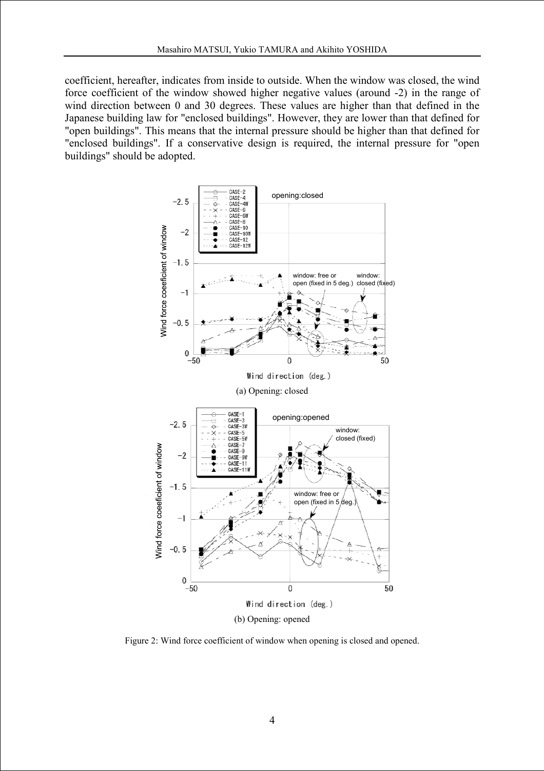coefficient, hereafter, indicates from inside to outside. When the window was closed, the wind force coefficient of the window showed higher negative values (around -2) in the range of wind direction between 0 and 30 degrees. These values are higher than that defined in the Japanese building law for "enclosed buildings". However, they are lower than that defined for "open buildings". This means that the internal pressure should be higher than that defined for "enclosed buildings". If a conservative design is required, the internal pressure for "open buildings" should be adopted.

(a) Opening: closed

(b) Opening: opened

Figure 2: Wind force coefficient of window when opening is closed and opened.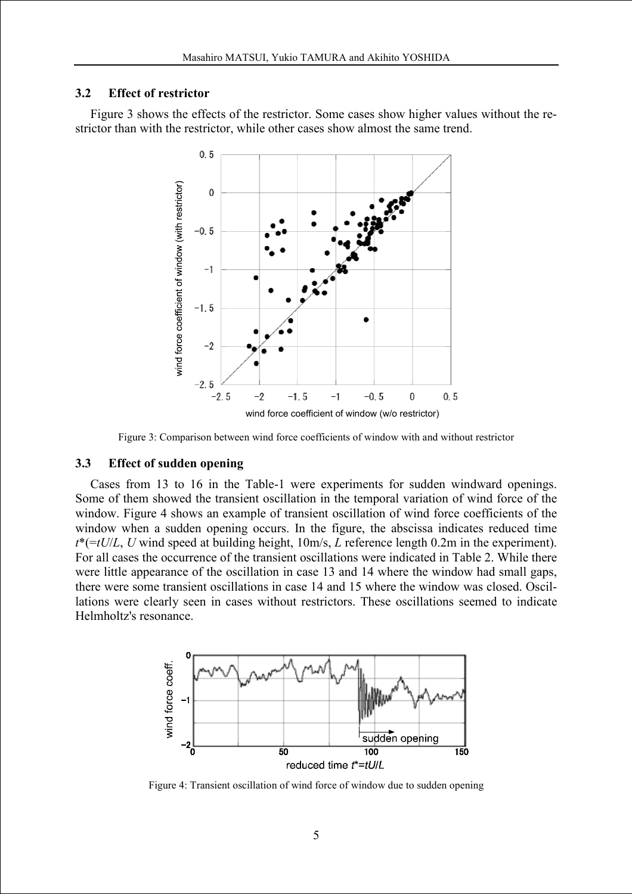### 3.2 Effect of restrictor

Figure 3 shows the effects of the restrictor. Some cases show higher values without the restrictor than with the restrictor, while other cases show almost the same trend.

Figure 3: Comparison between wind force coefficients of window with and without restrictor

### 3.3 Effect of sudden opening

Cases from 13 to 16 in the Table-1 were experiments for sudden windward openings. Some of them showed the transient oscillation in the temporal variation of wind force of the window. Figure 4 shows an example of transient oscillation of wind force coefficients of the window when a sudden opening occurs. In the figure, the abscissa indicates reduced time $t^{*}(=tU/L$, $U$ wind speed at building height, 10m/s, $L$ reference length 0.2m in the experiment). For all cases the occurrence of the transient oscillations were indicated in Table 2. While there were little appearance of the oscillation in case 13 and 14 where the window had small gaps, there were some transient oscillations in case 14 and 15 where the window was closed. Oscillations were clearly seen in cases without restrictors. These oscillations seemed to indicate Helmholtz's resonance.

Figure 4: Transient oscillation of wind force of window due to sudden opening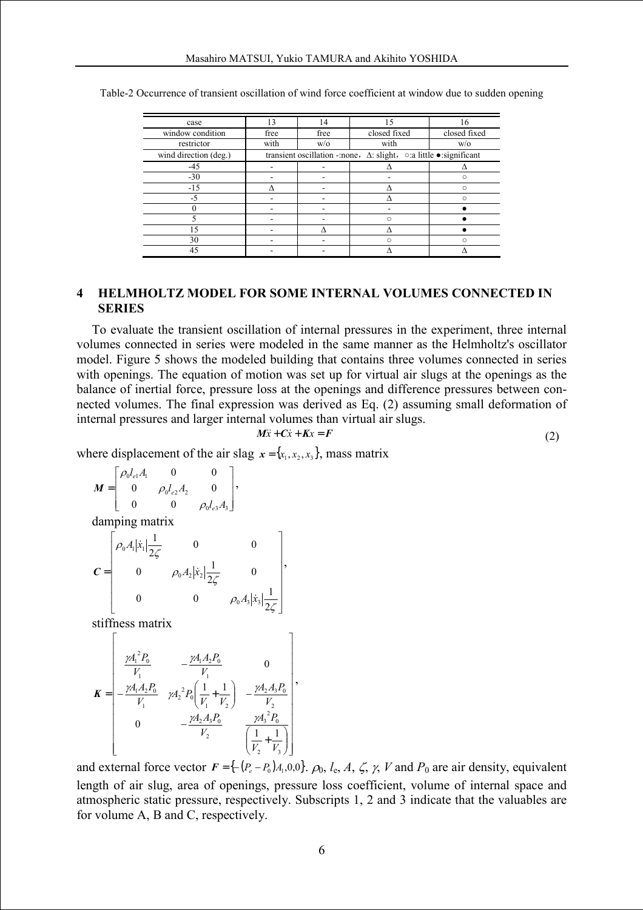Table-2 Occurrence of transient oscillation of wind force coefficient at window due to sudden opening

| case | 13 | 14 | 15 | 16 |
|---|---|---|---|---|
| window condition | free | free | closed fixed | closed fixed |
| restrictor | with | w/o | with | w/o |
| wind direction (deg.) | transient oscillation -:none, Δ: slight, ○:a little ●:significant | | | |
| -45 | - | - | Δ | Δ |
| -30 | - | - | - | ○ |
| -15 | Δ | - | Δ | ○ |
| -5 | - | - | Δ | ○ |
| 0 | - | - | - | ● |
| 5 | - | - | ○ | ● |
| 15 | - | Δ | Δ | ● |
| 30 | - | - | ○ | ○ |
| 45 | - | - | Δ | Δ |

## 4 HELMHOLTZ MODEL FOR SOME INTERNAL VOLUMES CONNECTED IN SERIES

To evaluate the transient oscillation of internal pressures in the experiment, three internal volumes connected in series were modeled in the same manner as the Helmholtz's oscillator model. Figure 5 shows the modeled building that contains three volumes connected in series with openings. The equation of motion was set up for virtual air slugs at the openings as the balance of inertial force, pressure loss at the openings and difference pressures between connected volumes. The final expression was derived as Eq. (2) assuming small deformation of internal pressures and larger internal volumes than virtual air slugs.

$$\boldsymbol{M}\ddot{x} + \boldsymbol{C}\dot{x} + \boldsymbol{K}x = \boldsymbol{F} \tag{2}$$

where displacement of the air slag $\boldsymbol{x} = \{x_1, x_2, x_3\}$, mass matrix

$$\boldsymbol{M} = \begin{bmatrix} \rho_0 l_{e1} A_1 & 0 & 0 \\ 0 & \rho_0 l_{e2} A_2 & 0 \\ 0 & 0 & \rho_0 l_{e3} A_3 \end{bmatrix},$$

damping matrix

$$\boldsymbol{C} = \begin{bmatrix} \rho_0 A_1 |\dot{x}_1| \dfrac{1}{2\zeta} & 0 & 0 \\ 0 & \rho_0 A_2 |\dot{x}_2| \dfrac{1}{2\zeta} & 0 \\ 0 & 0 & \rho_0 A_3 |\dot{x}_3| \dfrac{1}{2\zeta} \end{bmatrix},$$

stiffness matrix

$$\boldsymbol{K} = \begin{bmatrix} \dfrac{\gamma A_1^2 P_0}{V_1} & -\dfrac{\gamma A_1 A_2 P_0}{V_1} & 0 \\ -\dfrac{\gamma A_1 A_2 P_0}{V_1} & \gamma A_2^2 P_0 \left( \dfrac{1}{V_1} + \dfrac{1}{V_2} \right) & -\dfrac{\gamma A_2 A_3 P_0}{V_2} \\ 0 & -\dfrac{\gamma A_2 A_3 P_0}{V_2} & \dfrac{\gamma A_3^2 P_0}{\left( \dfrac{1}{V_2} + \dfrac{1}{V_3} \right)} \end{bmatrix},$$

and external force vector $\boldsymbol{F} = \{-(P_e - P_0)A_1, 0, 0\}$. $\rho_0$, $l_e$, $A$, $\zeta$, $\gamma$, $V$ and $P_0$ are air density, equivalent length of air slug, area of openings, pressure loss coefficient, volume of internal space and atmospheric static pressure, respectively. Subscripts 1, 2 and 3 indicate that the valuables are for volume A, B and C, respectively.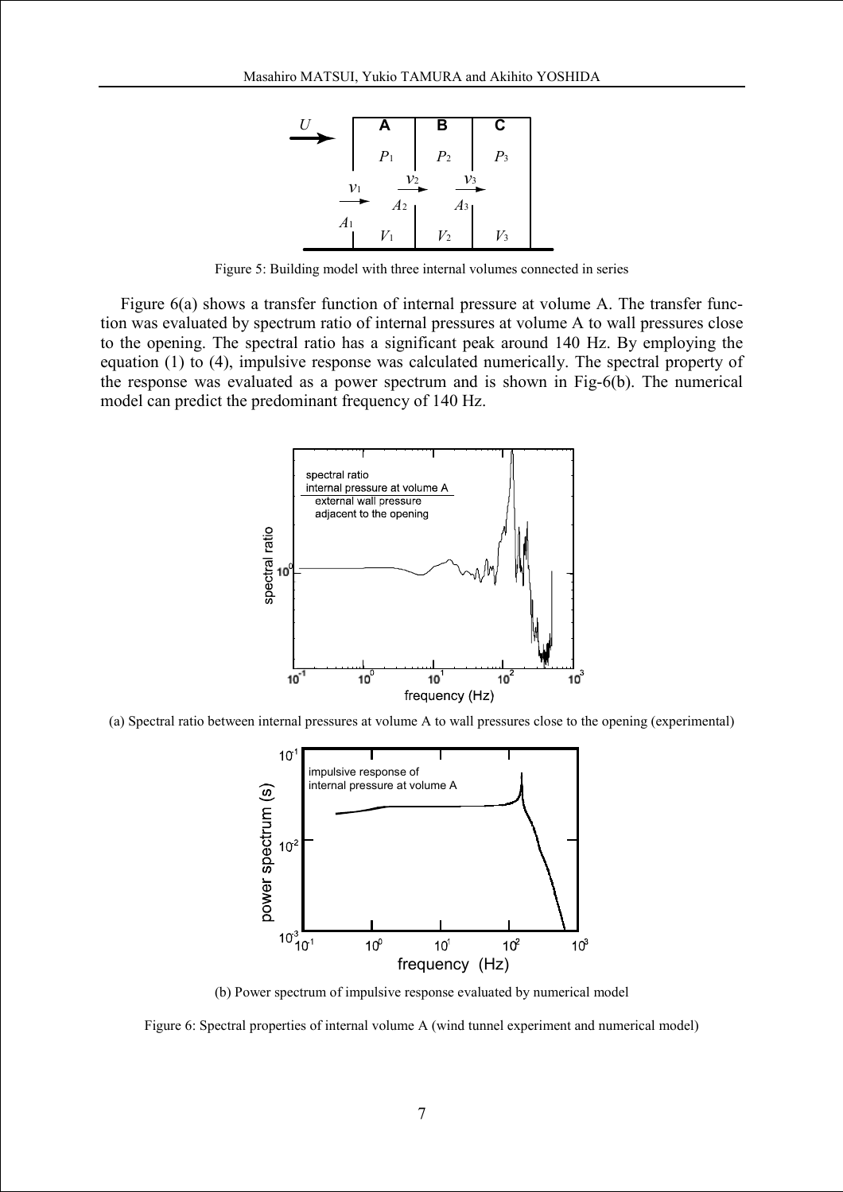Figure 5: Building model with three internal volumes connected in series

Figure 6(a) shows a transfer function of internal pressure at volume A. The transfer function was evaluated by spectrum ratio of internal pressures at volume A to wall pressures close to the opening. The spectral ratio has a significant peak around 140 Hz. By employing the equation (1) to (4), impulsive response was calculated numerically. The spectral property of the response was evaluated as a power spectrum and is shown in Fig-6(b). The numerical model can predict the predominant frequency of 140 Hz.

(a) Spectral ratio between internal pressures at volume A to wall pressures close to the opening (experimental)

(b) Power spectrum of impulsive response evaluated by numerical model

Figure 6: Spectral properties of internal volume A (wind tunnel experiment and numerical model)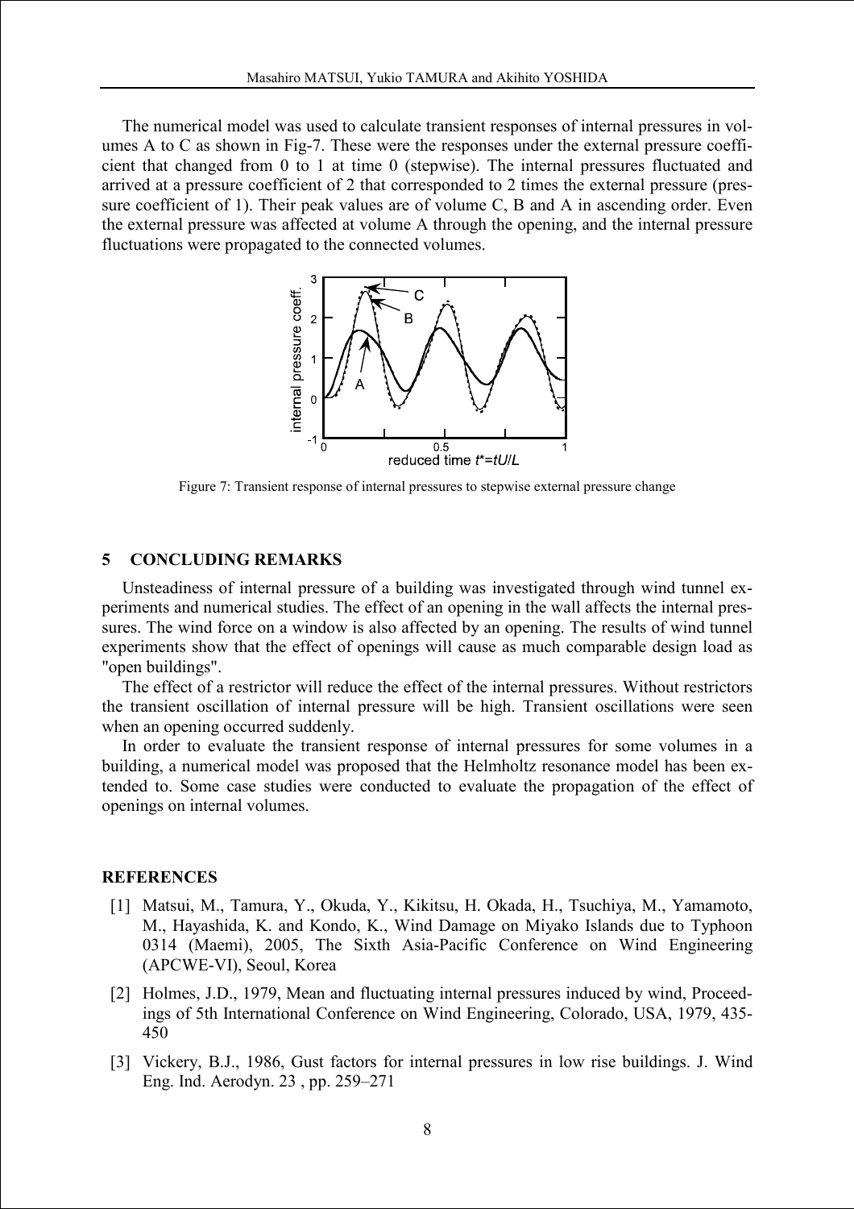The numerical model was used to calculate transient responses of internal pressures in volumes A to C as shown in Fig-7. These were the responses under the external pressure coefficient that changed from 0 to 1 at time 0 (stepwise). The internal pressures fluctuated and arrived at a pressure coefficient of 2 that corresponded to 2 times the external pressure (pressure coefficient of 1). Their peak values are of volume C, B and A in ascending order. Even the external pressure was affected at volume A through the opening, and the internal pressure fluctuations were propagated to the connected volumes.

Figure 7: Transient response of internal pressures to stepwise external pressure change

## 5 CONCLUDING REMARKS

Unsteadiness of internal pressure of a building was investigated through wind tunnel experiments and numerical studies. The effect of an opening in the wall affects the internal pressures. The wind force on a window is also affected by an opening. The results of wind tunnel experiments show that the effect of openings will cause as much comparable design load as "open buildings".

The effect of a restrictor will reduce the effect of the internal pressures. Without restrictors the transient oscillation of internal pressure will be high. Transient oscillations were seen when an opening occurred suddenly.

In order to evaluate the transient response of internal pressures for some volumes in a building, a numerical model was proposed that the Helmholtz resonance model has been extended to. Some case studies were conducted to evaluate the propagation of the effect of openings on internal volumes.

## REFERENCES

[1] Matsui, M., Tamura, Y., Okuda, Y., Kikitsu, H. Okada, H., Tsuchiya, M., Yamamoto, M., Hayashida, K. and Kondo, K., Wind Damage on Miyako Islands due to Typhoon 0314 (Maemi), 2005, The Sixth Asia-Pacific Conference on Wind Engineering (APCWE-VI), Seoul, Korea

[2] Holmes, J.D., 1979, Mean and fluctuating internal pressures induced by wind, Proceedings of 5th International Conference on Wind Engineering, Colorado, USA, 1979, 435-450

[3] Vickery, B.J., 1986, Gust factors for internal pressures in low rise buildings. J. Wind Eng. Ind. Aerodyn. 23 , pp. 259–271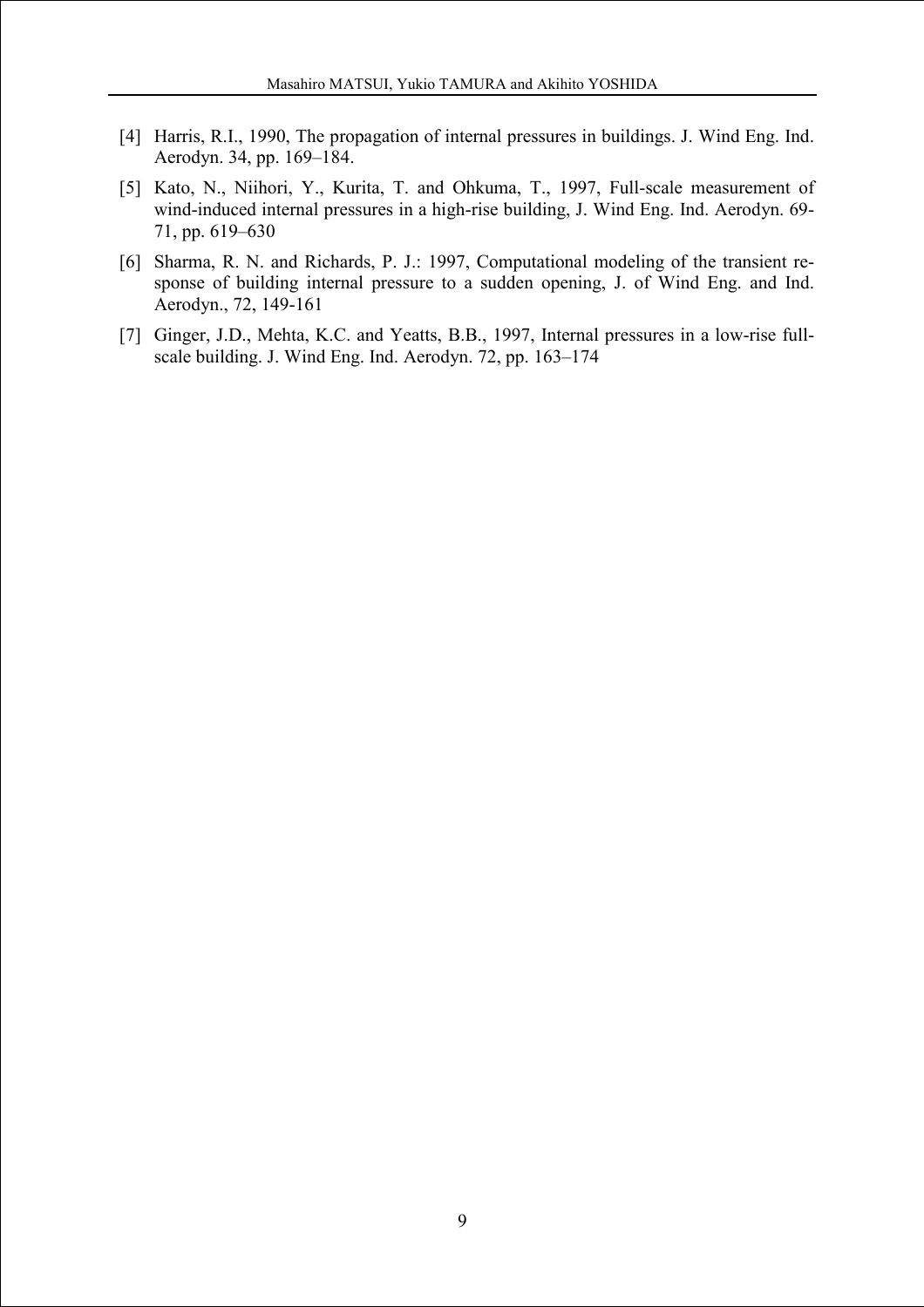[4] Harris, R.I., 1990, The propagation of internal pressures in buildings. J. Wind Eng. Ind. Aerodyn. 34, pp. 169–184.

[5] Kato, N., Niihori, Y., Kurita, T. and Ohkuma, T., 1997, Full-scale measurement of wind-induced internal pressures in a high-rise building, J. Wind Eng. Ind. Aerodyn. 69-71, pp. 619–630

[6] Sharma, R. N. and Richards, P. J.: 1997, Computational modeling of the transient response of building internal pressure to a sudden opening, J. of Wind Eng. and Ind. Aerodyn., 72, 149-161

[7] Ginger, J.D., Mehta, K.C. and Yeatts, B.B., 1997, Internal pressures in a low-rise full-scale building. J. Wind Eng. Ind. Aerodyn. 72, pp. 163–174